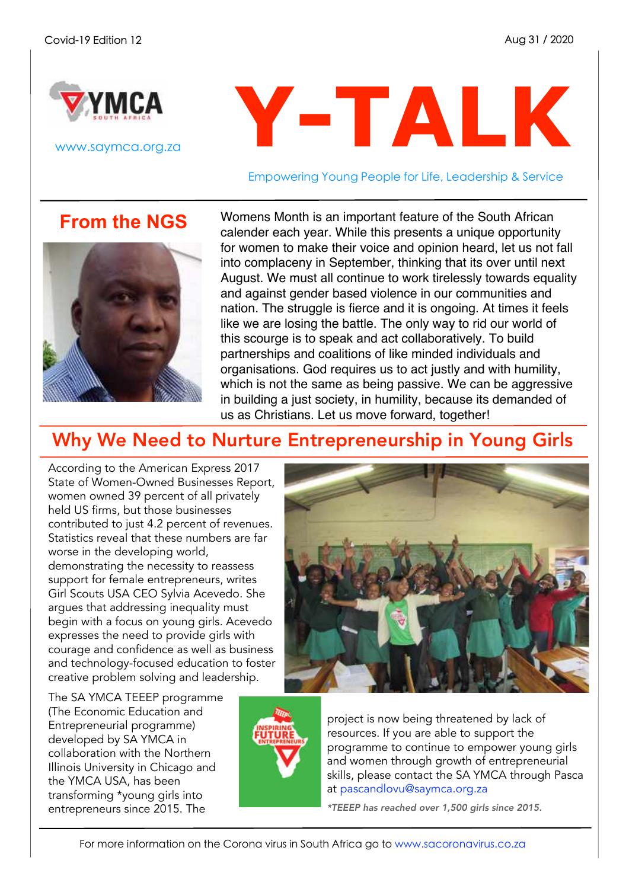Covid-19 Edition 12

Aug 31 / 2020

www.saymca.org.za

# Y-TALK

Empowering Young People for Life, Leadership & Service

## From the NGS

Womens Month is an important feature of the South African calender each year. While this presents a unique opportunity for women to make their voice and opinion heard, let us not fall into complaceny in September, thinking that its over until next August. We must all continue to work tirelessly towards equality and against gender based violence in our communities and nation. The struggle is fierce and it is ongoing. At times it feels like we are losing the battle. The only way to rid our world of this scourge is to speak and act collaboratively. To build partnerships and coalitions of like minded individuals and organisations. God requires us to act justly and with humility, which is not the same as being passive. We can be aggressive in building a just society, in humility, because its demanded of us as Christians. Let us move forward, together!

## Why We Need to Nurture Entrepreneurship in Young Girls

According to the American Express 2017 State of Women-Owned Businesses Report, women owned 39 percent of all privately held US firms, but those businesses contributed to just 4.2 percent of revenues. Statistics reveal that these numbers are far worse in the developing world, demonstrating the necessity to reassess support for female entrepreneurs, writes Girl Scouts USA CEO Sylvia Acevedo. She argues that addressing inequality must begin with a focus on young girls. Acevedo expresses the need to provide girls with courage and confidence as well as business and technology-focused education to foster creative problem solving and leadership.

The SA YMCA TEEEP programme (The Economic Education and Entrepreneurial programme) developed by SA YMCA in collaboration with the Northern Illinois University in Chicago and the YMCA USA, has been transforming *young girls into entrepreneurs since 2015. The project is now being threatened by lack of resources. If you are able to support the programme to continue to empower young girls and women through growth of entrepreneurial skills, please contact the SA YMCA through Pasca at pascandlovu@saymca.org.za

*\*TEEEP has reached over 1,500 girls since 2015.*

For more information on the Corona virus in South Africa go to www.sacoronavirus.co.za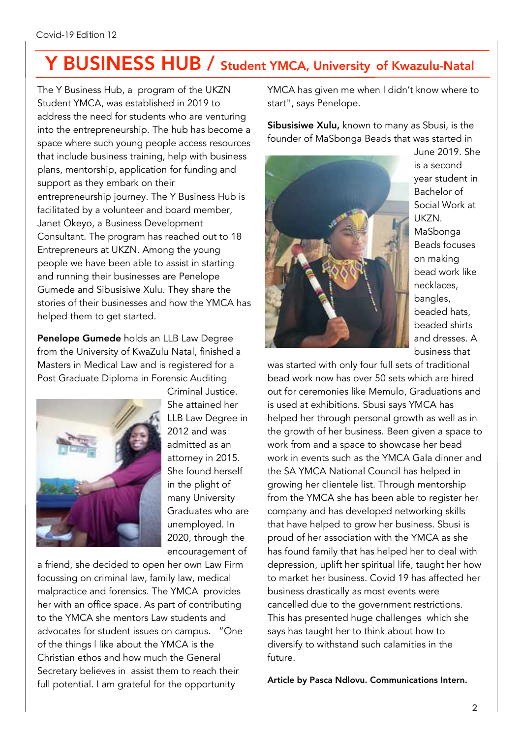# Y BUSINESS HUB / Student YMCA, University of Kwazulu-Natal

The Y Business Hub, a program of the UKZN Student YMCA, was established in 2019 to address the need for students who are venturing into the entrepreneurship. The hub has become a space where such young people access resources that include business training, help with business plans, mentorship, application for funding and support as they embark on their entrepreneurship journey. The Y Business Hub is facilitated by a volunteer and board member, Janet Okeyo, a Business Development Consultant. The program has reached out to 18 Entrepreneurs at UKZN. Among the young people we have been able to assist in starting and running their businesses are Penelope Gumede and Sibusisiwe Xulu. They share the stories of their businesses and how the YMCA has helped them to get started.

**Penelope Gumede** holds an LLB Law Degree from the University of KwaZulu Natal, finished a Masters in Medical Law and is registered for a Post Graduate Diploma in Forensic Auditing Criminal Justice. She attained her LLB Law Degree in 2012 and was admitted as an attorney in 2015. She found herself in the plight of many University Graduates who are unemployed. In 2020, through the encouragement of a friend, she decided to open her own Law Firm focussing on criminal law, family law, medical malpractice and forensics. The YMCA provides her with an office space. As part of contributing to the YMCA she mentors Law students and advocates for student issues on campus. "One of the things I like about the YMCA is the Christian ethos and how much the General Secretary believes in assist them to reach their full potential. I am grateful for the opportunity YMCA has given me when I didn't know where to start", says Penelope.

**Sibusisiwe Xulu,** known to many as Sbusi, is the founder of MaSbonga Beads that was started in June 2019. She is a second year student in Bachelor of Social Work at UKZN. MaSbonga Beads focuses on making bead work like necklaces, bangles, beaded hats, beaded shirts and dresses. A business that was started with only four full sets of traditional bead work now has over 50 sets which are hired out for ceremonies like Memulo, Graduations and is used at exhibitions. Sbusi says YMCA has helped her through personal growth as well as in the growth of her business. Been given a space to work from and a space to showcase her bead work in events such as the YMCA Gala dinner and the SA YMCA National Council has helped in growing her clientele list. Through mentorship from the YMCA she has been able to register her company and has developed networking skills that have helped to grow her business. Sbusi is proud of her association with the YMCA as she has found family that has helped her to deal with depression, uplift her spiritual life, taught her how to market her business. Covid 19 has affected her business drastically as most events were cancelled due to the government restrictions. This has presented huge challenges which she says has taught her to think about how to diversify to withstand such calamities in the future.

**Article by Pasca Ndlovu. Communications Intern.**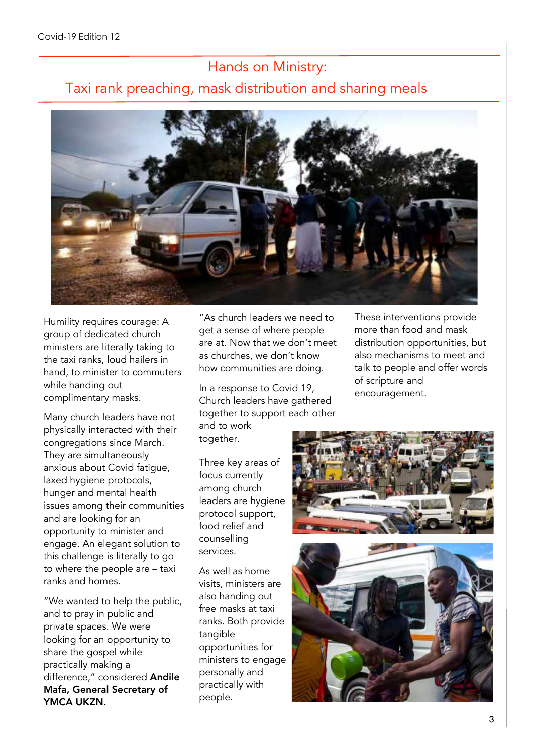# Hands on Ministry:

## Taxi rank preaching, mask distribution and sharing meals

Humility requires courage: A group of dedicated church ministers are literally taking to the taxi ranks, loud hailers in hand, to minister to commuters while handing out complimentary masks.

Many church leaders have not physically interacted with their congregations since March. They are simultaneously anxious about Covid fatigue, laxed hygiene protocols, hunger and mental health issues among their communities and are looking for an opportunity to minister and engage. An elegant solution to this challenge is literally to go to where the people are – taxi ranks and homes.

"We wanted to help the public, and to pray in public and private spaces. We were looking for an opportunity to share the gospel while practically making a difference," considered **Andile Mafa, General Secretary of YMCA UKZN.**

"As church leaders we need to get a sense of where people are at. Now that we don't meet as churches, we don't know how communities are doing.

In a response to Covid 19, Church leaders have gathered together to support each other and to work together.

Three key areas of focus currently among church leaders are hygiene protocol support, food relief and counselling services.

As well as home visits, ministers are also handing out free masks at taxi ranks. Both provide tangible opportunities for ministers to engage personally and practically with people.

These interventions provide more than food and mask distribution opportunities, but also mechanisms to meet and talk to people and offer words of scripture and encouragement.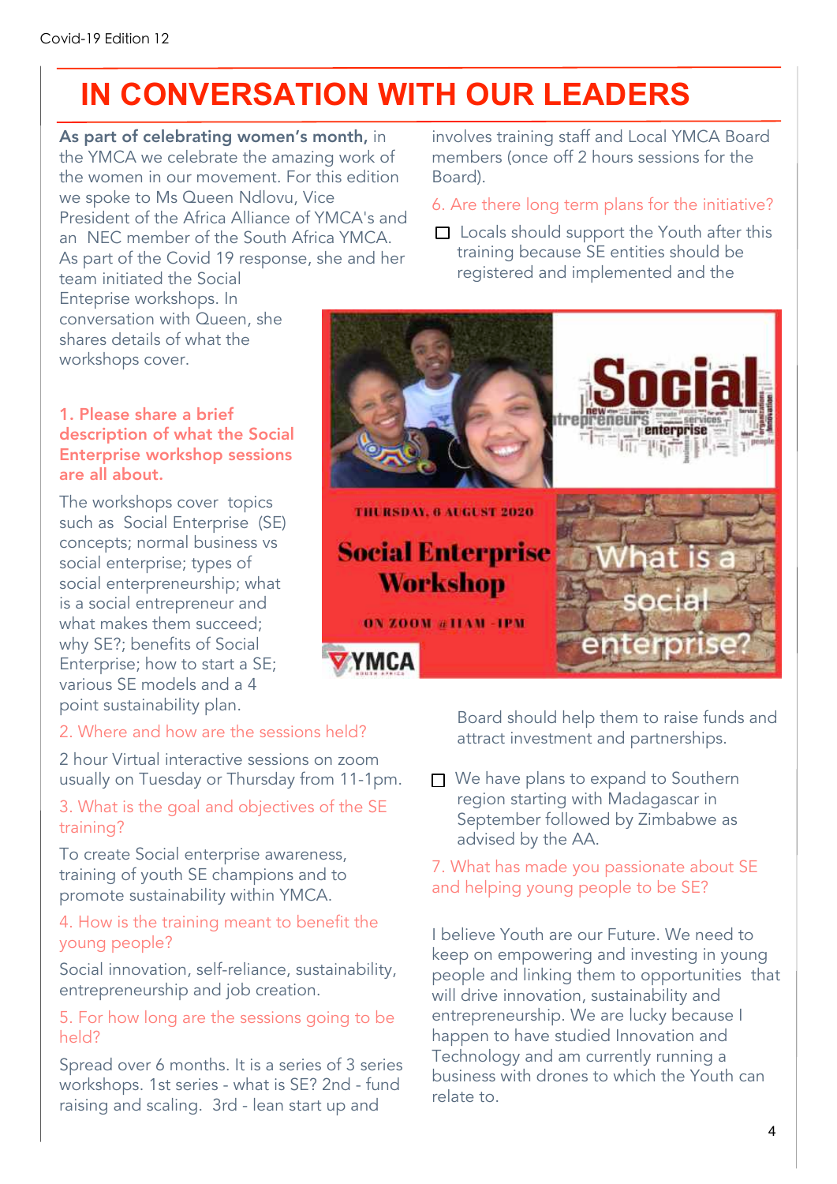# IN CONVERSATION WITH OUR LEADERS

**As part of celebrating women's month,** in the YMCA we celebrate the amazing work of the women in our movement. For this edition we spoke to Ms Queen Ndlovu, Vice President of the Africa Alliance of YMCA's and an NEC member of the South Africa YMCA. As part of the Covid 19 response, she and her team initiated the Social Enteprise workshops. In conversation with Queen, she shares details of what the workshops cover.

**1. Please share a brief description of what the Social Enterprise workshop sessions are all about.**

The workshops cover topics such as Social Enterprise (SE) concepts; normal business vs social enterprise; types of social entrepreneurship; what is a social entrepreneur and what makes them succeed; why SE?; benefits of Social Enterprise; how to start a SE; various SE models and a 4 point sustainability plan.

2. Where and how are the sessions held?

2 hour Virtual interactive sessions on zoom usually on Tuesday or Thursday from 11-1pm.

3. What is the goal and objectives of the SE training?

To create Social enterprise awareness, training of youth SE champions and to promote sustainability within YMCA.

4. How is the training meant to benefit the young people?

Social innovation, self-reliance, sustainability, entrepreneurship and job creation.

5. For how long are the sessions going to be held?

Spread over 6 months. It is a series of 3 series workshops. 1st series - what is SE? 2nd - fund raising and scaling. 3rd - lean start up and involves training staff and Local YMCA Board members (once off 2 hours sessions for the Board).

6. Are there long term plans for the initiative?

- Locals should support the Youth after this training because SE entities should be registered and implemented and the Board should help them to raise funds and attract investment and partnerships.
- We have plans to expand to Southern region starting with Madagascar in September followed by Zimbabwe as advised by the AA.

7. What has made you passionate about SE and helping young people to be SE?

I believe Youth are our Future. We need to keep on empowering and investing in young people and linking them to opportunities that will drive innovation, sustainability and entrepreneurship. We are lucky because I happen to have studied Innovation and Technology and am currently running a business with drones to which the Youth can relate to.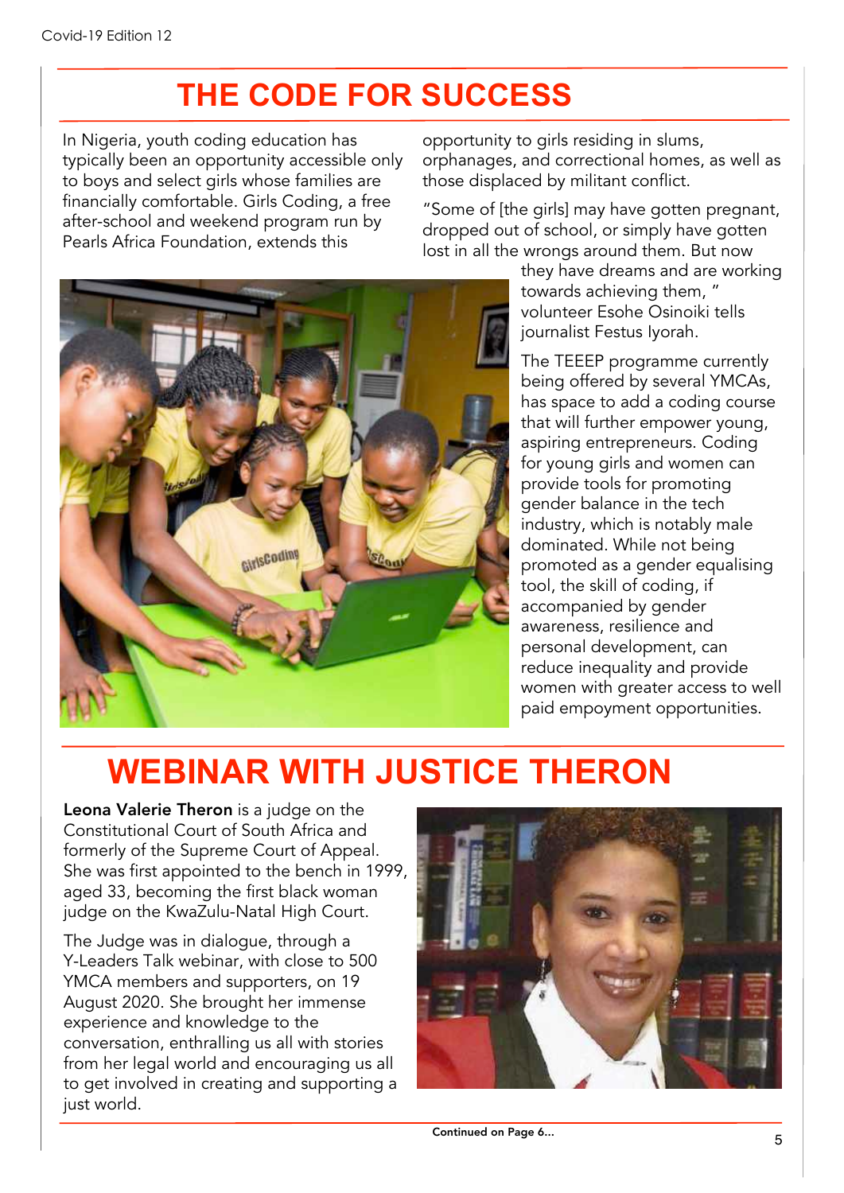# THE CODE FOR SUCCESS

In Nigeria, youth coding education has typically been an opportunity accessible only to boys and select girls whose families are financially comfortable. Girls Coding, a free after-school and weekend program run by Pearls Africa Foundation, extends this opportunity to girls residing in slums, orphanages, and correctional homes, as well as those displaced by militant conflict.

"Some of [the girls] may have gotten pregnant, dropped out of school, or simply have gotten lost in all the wrongs around them. But now they have dreams and are working towards achieving them, " volunteer Esohe Osinoiki tells journalist Festus Iyorah.

The TEEEP programme currently being offered by several YMCAs, has space to add a coding course that will further empower young, aspiring entrepreneurs. Coding for young girls and women can provide tools for promoting gender balance in the tech industry, which is notably male dominated. While not being promoted as a gender equalising tool, the skill of coding, if accompanied by gender awareness, resilience and personal development, can reduce inequality and provide women with greater access to well paid empoyment opportunities.

# WEBINAR WITH JUSTICE THERON

**Leona Valerie Theron** is a judge on the Constitutional Court of South Africa and formerly of the Supreme Court of Appeal. She was first appointed to the bench in 1999, aged 33, becoming the first black woman judge on the KwaZulu-Natal High Court.

The Judge was in dialogue, through a Y-Leaders Talk webinar, with close to 500 YMCA members and supporters, on 19 August 2020. She brought her immense experience and knowledge to the conversation, enthralling us all with stories from her legal world and encouraging us all to get involved in creating and supporting a just world.

**Continued on Page 6...**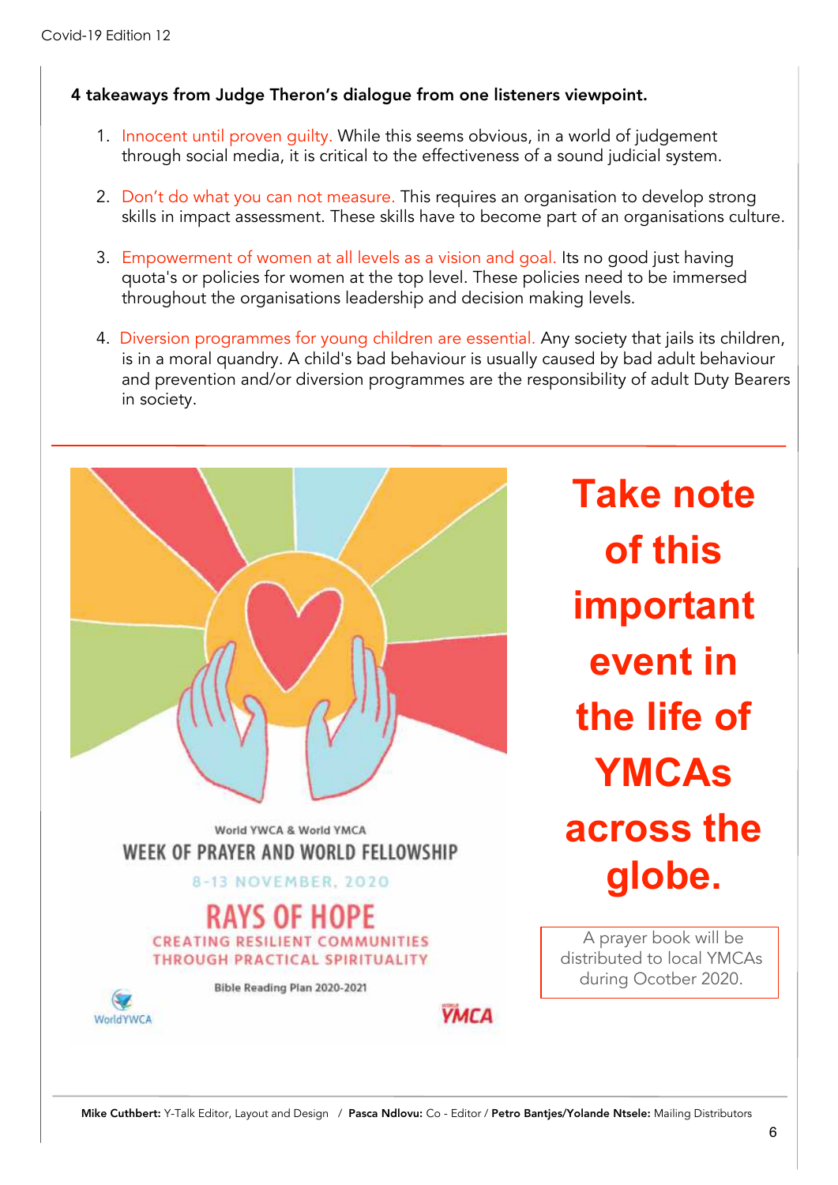**4 takeaways from Judge Theron's dialogue from one listeners viewpoint.**

1. Innocent until proven guilty. While this seems obvious, in a world of judgement through social media, it is critical to the effectiveness of a sound judicial system.

2. Don't do what you can not measure. This requires an organisation to develop strong skills in impact assessment. These skills have to become part of an organisations culture.

3. Empowerment of women at all levels as a vision and goal. Its no good just having quota's or policies for women at the top level. These policies need to be immersed throughout the organisations leadership and decision making levels.

4. Diversion programmes for young children are essential. Any society that jails its children, is in a moral quandry. A child's bad behaviour is usually caused by bad adult behaviour and prevention and/or diversion programmes are the responsibility of adult Duty Bearers in society.

---

World YWCA & World YMCA

WEEK OF PRAYER AND WORLD FELLOWSHIP

8-13 NOVEMBER, 2020

RAYS OF HOPE

CREATING RESILIENT COMMUNITIES THROUGH PRACTICAL SPIRITUALITY

Bible Reading Plan 2020-2021

WorldYWCA

YMCA

## Take note of this important event in the life of YMCAs across the globe.

A prayer book will be distributed to local YMCAs during Ocotber 2020.

---

**Mike Cuthbert:** Y-Talk Editor, Layout and Design / **Pasca Ndlovu:** Co - Editor / **Petro Bantjes/Yolande Ntsele:** Mailing Distributors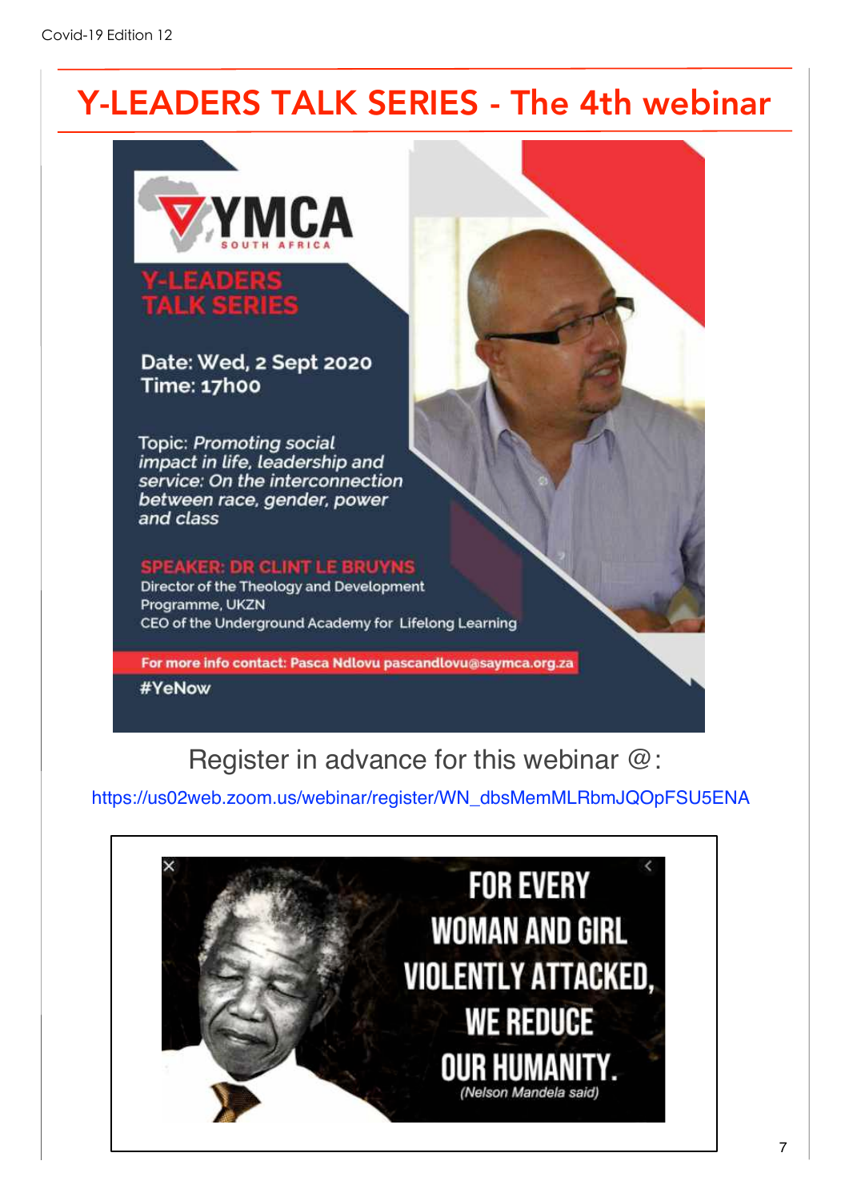# Y-LEADERS TALK SERIES - The 4th webinar

YMCA SOUTH AFRICA

Y-LEADERS TALK SERIES

Date: Wed, 2 Sept 2020
Time: 17h00

Topic: *Promoting social impact in life, leadership and service: On the interconnection between race, gender, power and class*

SPEAKER: DR CLINT LE BRUYNS
Director of the Theology and Development Programme, UKZN
CEO of the Underground Academy for Lifelong Learning

For more info contact: Pasca Ndlovu pascandlovu@saymca.org.za

#YeNow

Register in advance for this webinar @:

https://us02web.zoom.us/webinar/register/WN_dbsMemMLRbmJQOpFSU5ENA

FOR EVERY WOMAN AND GIRL VIOLENTLY ATTACKED, WE REDUCE OUR HUMANITY.
(Nelson Mandela said)